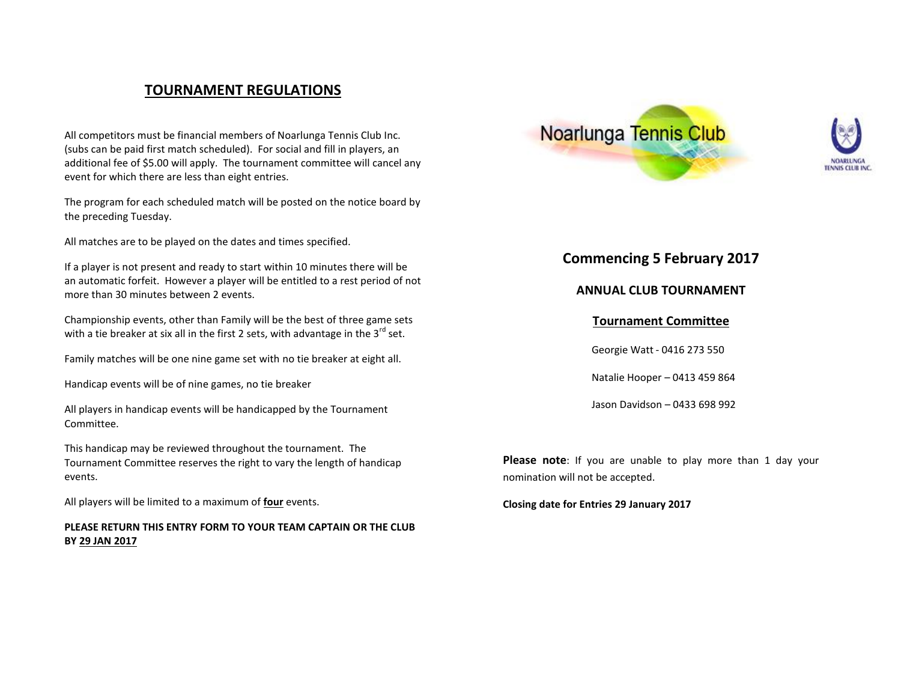## TOURNAMENT REGULATIONS

All competitors must be financial members of Noarlunga Tennis Club Inc. (subs can be paid first match scheduled). For social and fill in players, an additional fee of $5.00 will apply. The tournament committee will cancel any event for which there are less than eight entries.

The program for each scheduled match will be posted on the notice board by the preceding Tuesday.

All matches are to be played on the dates and times specified.

If a player is not present and ready to start within 10 minutes there will be an automatic forfeit. However a player will be entitled to a rest period of not more than 30 minutes between 2 events.

Championship events, other than Family will be the best of three game sets with a tie breaker at six all in the first 2 sets, with advantage in the 3rd set.

Family matches will be one nine game set with no tie breaker at eight all.

Handicap events will be of nine games, no tie breaker

All players in handicap events will be handicapped by the Tournament Committee.

This handicap may be reviewed throughout the tournament. The Tournament Committee reserves the right to vary the length of handicap events.

All players will be limited to a maximum of **four** events.

**PLEASE RETURN THIS ENTRY FORM TO YOUR TEAM CAPTAIN OR THE CLUB BY 29 JAN 2017**

Noarlunga Tennis Club

NOARLUNGA TENNIS CLUB INC.

## Commencing 5 February 2017

### ANNUAL CLUB TOURNAMENT

### Tournament Committee

Georgie Watt - 0416 273 550

Natalie Hooper – 0413 459 864

Jason Davidson – 0433 698 992

**Please note**: If you are unable to play more than 1 day your nomination will not be accepted.

**Closing date for Entries 29 January 2017**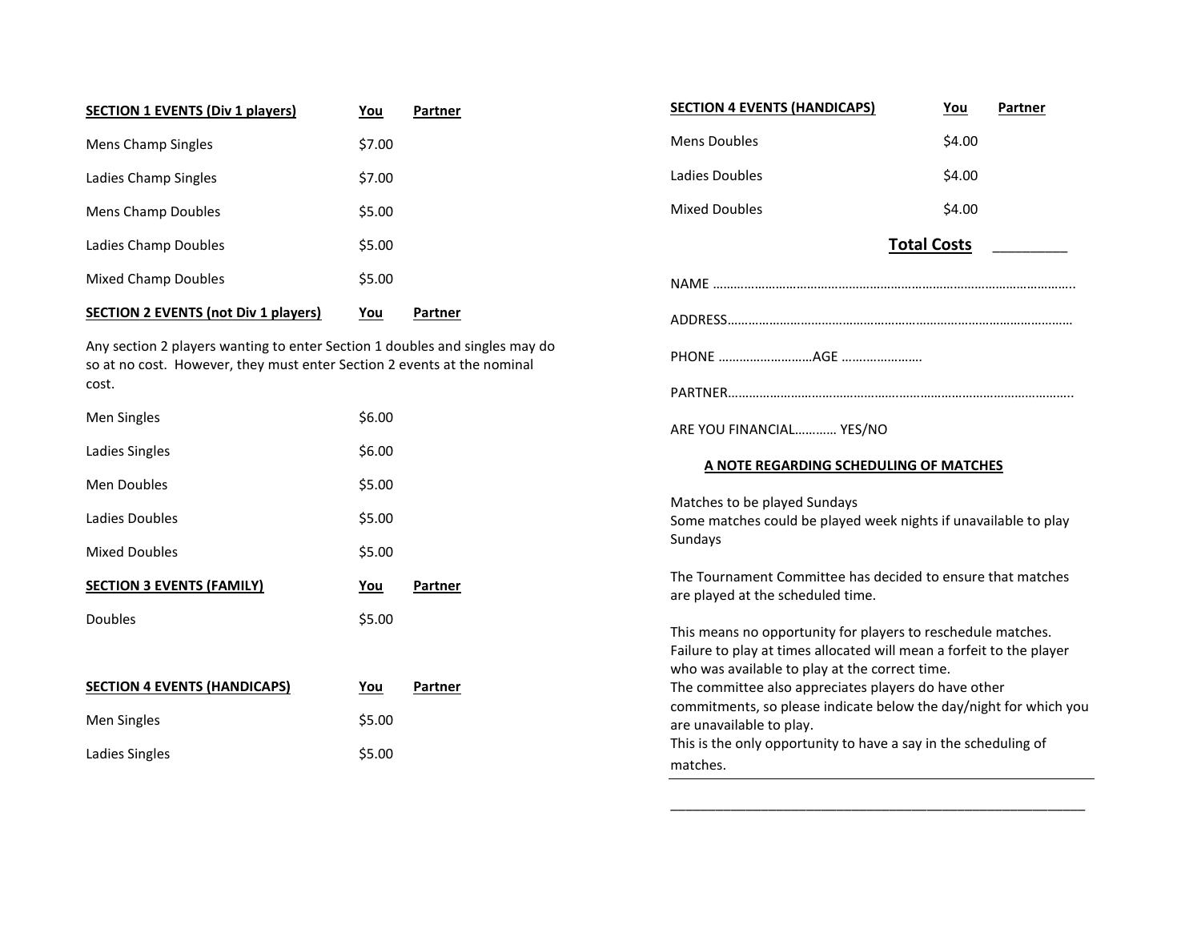| SECTION 1 EVENTS (Div 1 players) | You | Partner |
|---|---|---|
| Mens Champ Singles | $7.00 | |
| Ladies Champ Singles | $7.00 | |
| Mens Champ Doubles | $5.00 | |
| Ladies Champ Doubles | $5.00 | |
| Mixed Champ Doubles | $5.00 | |

| SECTION 2 EVENTS (not Div 1 players) | You | Partner |
|---|---|---|

Any section 2 players wanting to enter Section 1 doubles and singles may do so at no cost. However, they must enter Section 2 events at the nominal cost.

| | | |
|---|---|---|
| Men Singles | $6.00 | |
| Ladies Singles | $6.00 | |
| Men Doubles | $5.00 | |
| Ladies Doubles | $5.00 | |
| Mixed Doubles | $5.00 | |

| SECTION 3 EVENTS (FAMILY) | You | Partner |
|---|---|---|
| Doubles | $5.00 | |

| SECTION 4 EVENTS (HANDICAPS) | You | Partner |
|---|---|---|
| Men Singles | $5.00 | |
| Ladies Singles | $5.00 | |
| Mens Doubles | $4.00 | |
| Ladies Doubles | $4.00 | |
| Mixed Doubles | $4.00 | |

**Total Costs** _________

NAME ……………………………………………………………………………………………..

ADDRESS………………………………………………………………………………………

PHONE ………………………AGE …………………

PARTNER……………………………………………………………………………………..

ARE YOU FINANCIAL………… YES/NO

**A NOTE REGARDING SCHEDULING OF MATCHES**

Matches to be played Sundays
Some matches could be played week nights if unavailable to play Sundays

The Tournament Committee has decided to ensure that matches are played at the scheduled time.

This means no opportunity for players to reschedule matches.
Failure to play at times allocated will mean a forfeit to the player who was available to play at the correct time.
The committee also appreciates players do have other commitments, so please indicate below the day/night for which you are unavailable to play.
This is the only opportunity to have a say in the scheduling of matches.

___________________________________________________________

___________________________________________________________